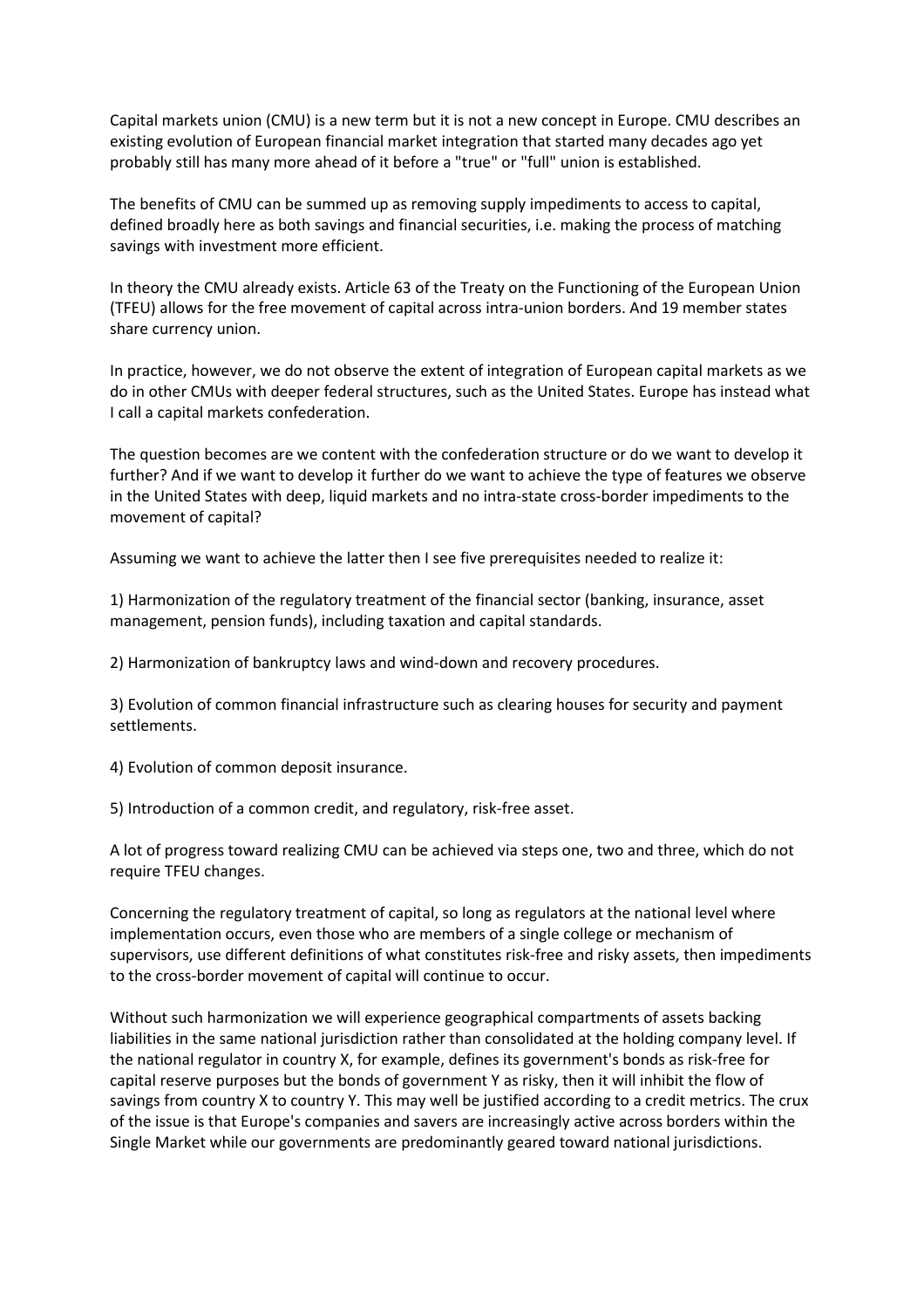Capital markets union (CMU) is a new term but it is not a new concept in Europe. CMU describes an existing evolution of European financial market integration that started many decades ago yet probably still has many more ahead of it before a "true" or "full" union is established.

The benefits of CMU can be summed up as removing supply impediments to access to capital, defined broadly here as both savings and financial securities, i.e. making the process of matching savings with investment more efficient.

In theory the CMU already exists. Article 63 of the Treaty on the Functioning of the European Union (TFEU) allows for the free movement of capital across intra-union borders. And 19 member states share currency union.

In practice, however, we do not observe the extent of integration of European capital markets as we do in other CMUs with deeper federal structures, such as the United States. Europe has instead what I call a capital markets confederation.

The question becomes are we content with the confederation structure or do we want to develop it further? And if we want to develop it further do we want to achieve the type of features we observe in the United States with deep, liquid markets and no intra-state cross-border impediments to the movement of capital?

Assuming we want to achieve the latter then I see five prerequisites needed to realize it:

1) Harmonization of the regulatory treatment of the financial sector (banking, insurance, asset management, pension funds), including taxation and capital standards.

2) Harmonization of bankruptcy laws and wind-down and recovery procedures.

3) Evolution of common financial infrastructure such as clearing houses for security and payment settlements.

4) Evolution of common deposit insurance.

5) Introduction of a common credit, and regulatory, risk-free asset.

A lot of progress toward realizing CMU can be achieved via steps one, two and three, which do not require TFEU changes.

Concerning the regulatory treatment of capital, so long as regulators at the national level where implementation occurs, even those who are members of a single college or mechanism of supervisors, use different definitions of what constitutes risk-free and risky assets, then impediments to the cross-border movement of capital will continue to occur.

Without such harmonization we will experience geographical compartments of assets backing liabilities in the same national jurisdiction rather than consolidated at the holding company level. If the national regulator in country X, for example, defines its government's bonds as risk-free for capital reserve purposes but the bonds of government Y as risky, then it will inhibit the flow of savings from country X to country Y. This may well be justified according to a credit metrics. The crux of the issue is that Europe's companies and savers are increasingly active across borders within the Single Market while our governments are predominantly geared toward national jurisdictions.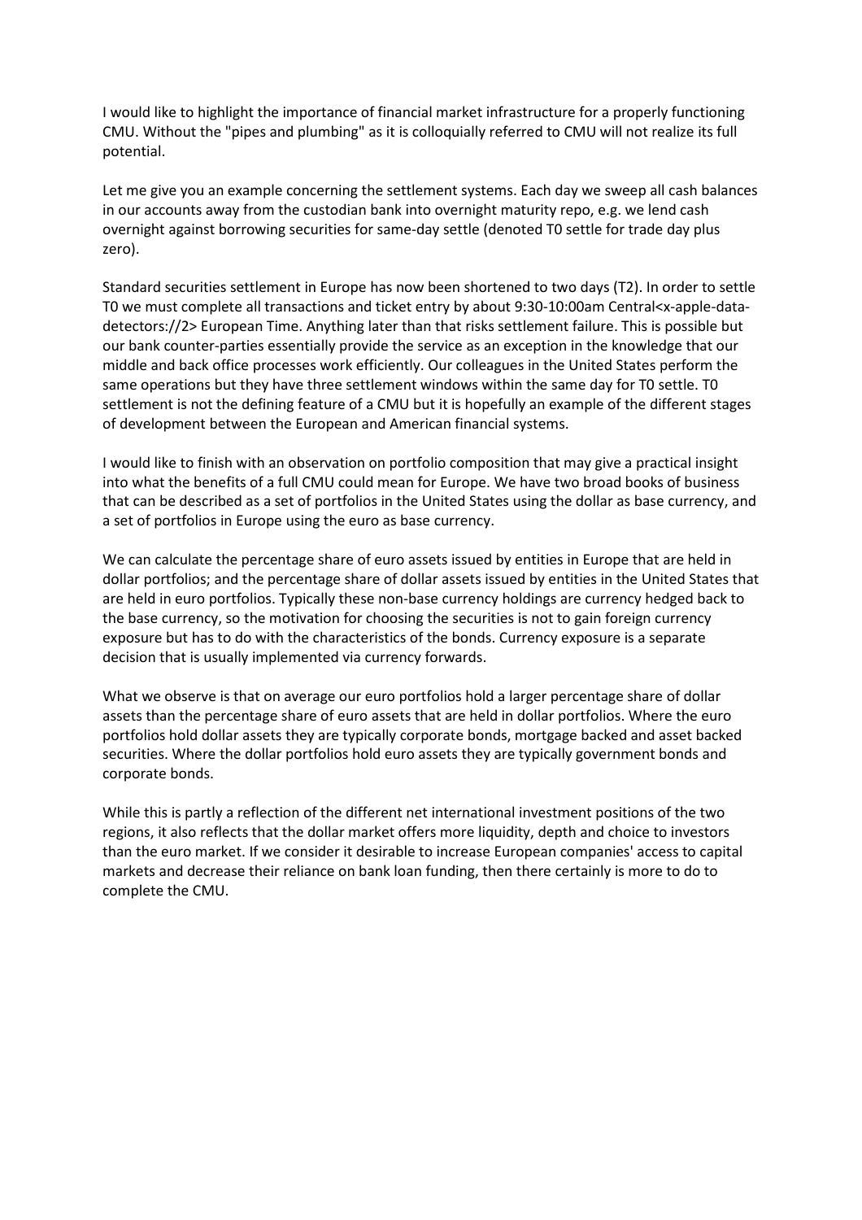I would like to highlight the importance of financial market infrastructure for a properly functioning CMU. Without the "pipes and plumbing" as it is colloquially referred to CMU will not realize its full potential.

Let me give you an example concerning the settlement systems. Each day we sweep all cash balances in our accounts away from the custodian bank into overnight maturity repo, e.g. we lend cash overnight against borrowing securities for same-day settle (denoted T0 settle for trade day plus zero).

Standard securities settlement in Europe has now been shortened to two days (T2). In order to settle T0 we must complete all transactions and ticket entry by about 9:30-10:00am Central<x-apple-data-detectors://2> European Time. Anything later than that risks settlement failure. This is possible but our bank counter-parties essentially provide the service as an exception in the knowledge that our middle and back office processes work efficiently. Our colleagues in the United States perform the same operations but they have three settlement windows within the same day for T0 settle. T0 settlement is not the defining feature of a CMU but it is hopefully an example of the different stages of development between the European and American financial systems.

I would like to finish with an observation on portfolio composition that may give a practical insight into what the benefits of a full CMU could mean for Europe. We have two broad books of business that can be described as a set of portfolios in the United States using the dollar as base currency, and a set of portfolios in Europe using the euro as base currency.

We can calculate the percentage share of euro assets issued by entities in Europe that are held in dollar portfolios; and the percentage share of dollar assets issued by entities in the United States that are held in euro portfolios. Typically these non-base currency holdings are currency hedged back to the base currency, so the motivation for choosing the securities is not to gain foreign currency exposure but has to do with the characteristics of the bonds. Currency exposure is a separate decision that is usually implemented via currency forwards.

What we observe is that on average our euro portfolios hold a larger percentage share of dollar assets than the percentage share of euro assets that are held in dollar portfolios. Where the euro portfolios hold dollar assets they are typically corporate bonds, mortgage backed and asset backed securities. Where the dollar portfolios hold euro assets they are typically government bonds and corporate bonds.

While this is partly a reflection of the different net international investment positions of the two regions, it also reflects that the dollar market offers more liquidity, depth and choice to investors than the euro market. If we consider it desirable to increase European companies' access to capital markets and decrease their reliance on bank loan funding, then there certainly is more to do to complete the CMU.